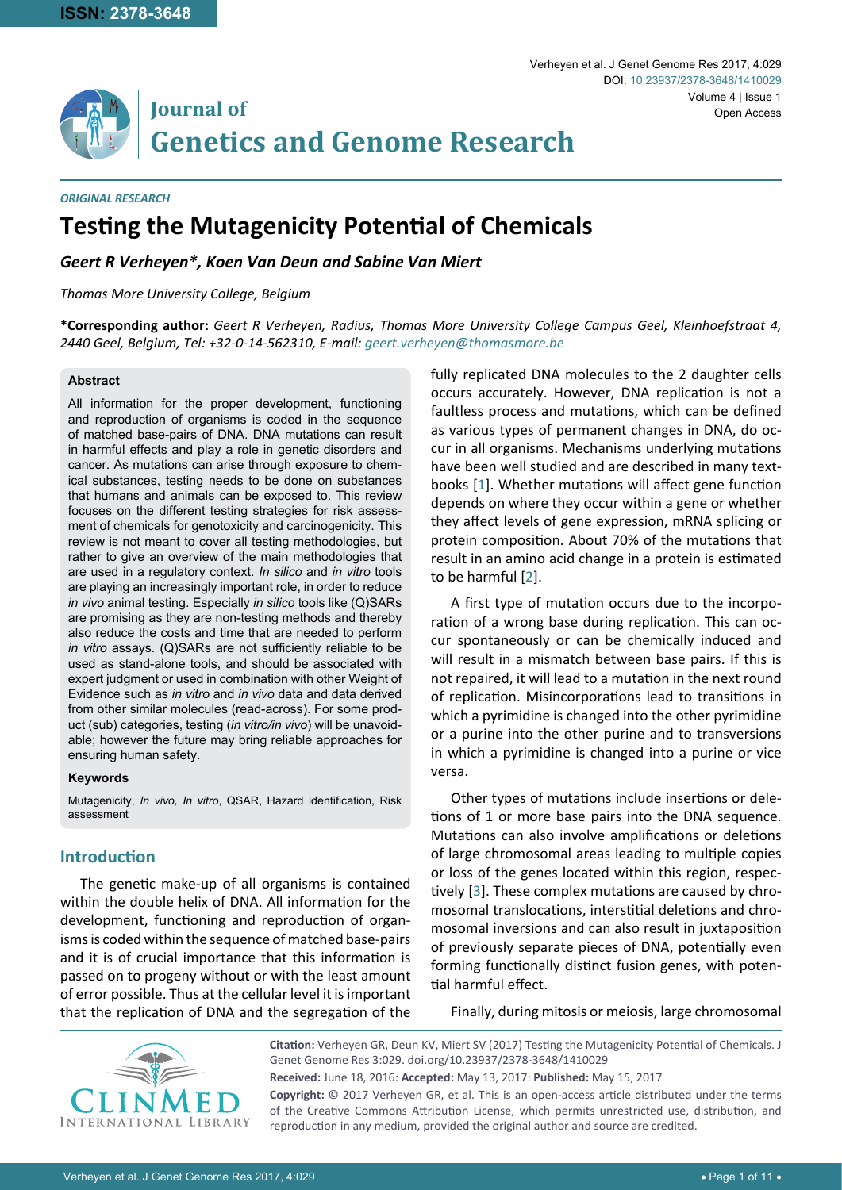ISSN: 2378-3648

# Journal of Genetics and Genome Research

*ORIGINAL RESEARCH*

# Testing the Mutagenicity Potential of Chemicals

***Geert R Verheyen\*, Koen Van Deun and Sabine Van Miert***

*Thomas More University College, Belgium*

**\*Corresponding author:** *Geert R Verheyen, Radius, Thomas More University College Campus Geel, Kleinhoefstraat 4, 2440 Geel, Belgium, Tel: +32-0-14-562310, E-mail: geert.verheyen@thomasmore.be*

### Abstract

All information for the proper development, functioning and reproduction of organisms is coded in the sequence of matched base-pairs of DNA. DNA mutations can result in harmful effects and play a role in genetic disorders and cancer. As mutations can arise through exposure to chemical substances, testing needs to be done on substances that humans and animals can be exposed to. This review focuses on the different testing strategies for risk assessment of chemicals for genotoxicity and carcinogenicity. This review is not meant to cover all testing methodologies, but rather to give an overview of the main methodologies that are used in a regulatory context. *In silico* and *in vitro* tools are playing an increasingly important role, in order to reduce *in vivo* animal testing. Especially *in silico* tools like (Q)SARs are promising as they are non-testing methods and thereby also reduce the costs and time that are needed to perform *in vitro* assays. (Q)SARs are not sufficiently reliable to be used as stand-alone tools, and should be associated with expert judgment or used in combination with other Weight of Evidence such as *in vitro* and *in vivo* data and data derived from other similar molecules (read-across). For some product (sub) categories, testing (*in vitro/in vivo*) will be unavoidable; however the future may bring reliable approaches for ensuring human safety.

### Keywords

Mutagenicity, *In vivo, In vitro*, QSAR, Hazard identification, Risk assessment

## Introduction

The genetic make-up of all organisms is contained within the double helix of DNA. All information for the development, functioning and reproduction of organisms is coded within the sequence of matched base-pairs and it is of crucial importance that this information is passed on to progeny without or with the least amount of error possible. Thus at the cellular level it is important that the replication of DNA and the segregation of the fully replicated DNA molecules to the 2 daughter cells occurs accurately. However, DNA replication is not a faultless process and mutations, which can be defined as various types of permanent changes in DNA, do occur in all organisms. Mechanisms underlying mutations have been well studied and are described in many textbooks [1]. Whether mutations will affect gene function depends on where they occur within a gene or whether they affect levels of gene expression, mRNA splicing or protein composition. About 70% of the mutations that result in an amino acid change in a protein is estimated to be harmful [2].

A first type of mutation occurs due to the incorporation of a wrong base during replication. This can occur spontaneously or can be chemically induced and will result in a mismatch between base pairs. If this is not repaired, it will lead to a mutation in the next round of replication. Misincorporations lead to transitions in which a pyrimidine is changed into the other pyrimidine or a purine into the other purine and to transversions in which a pyrimidine is changed into a purine or vice versa.

Other types of mutations include insertions or deletions of 1 or more base pairs into the DNA sequence. Mutations can also involve amplifications or deletions of large chromosomal areas leading to multiple copies or loss of the genes located within this region, respectively [3]. These complex mutations are caused by chromosomal translocations, interstitial deletions and chromosomal inversions and can also result in juxtaposition of previously separate pieces of DNA, potentially even forming functionally distinct fusion genes, with potential harmful effect.

Finally, during mitosis or meiosis, large chromosomal

**Citation:** Verheyen GR, Deun KV, Miert SV (2017) Testing the Mutagenicity Potential of Chemicals. J Genet Genome Res 3:029. doi.org/10.23937/2378-3648/1410029

**Received:** June 18, 2016: **Accepted:** May 13, 2017: **Published:** May 15, 2017

**Copyright:** © 2017 Verheyen GR, et al. This is an open-access article distributed under the terms of the Creative Commons Attribution License, which permits unrestricted use, distribution, and reproduction in any medium, provided the original author and source are credited.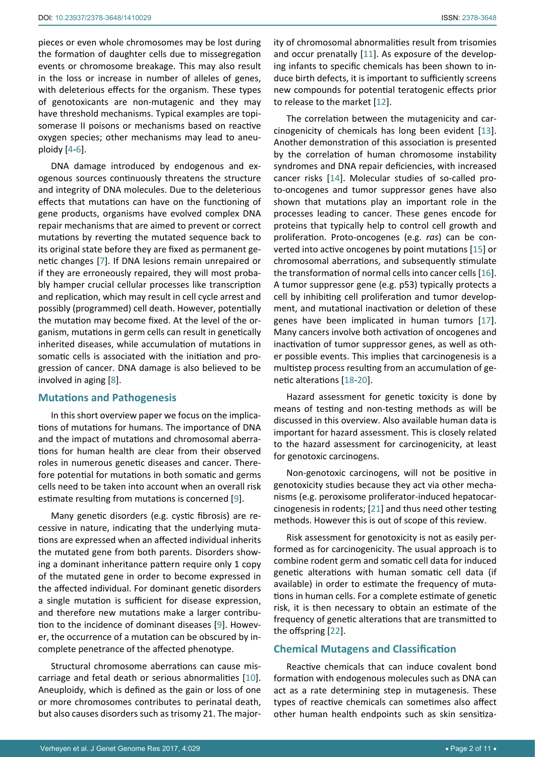pieces or even whole chromosomes may be lost during the formation of daughter cells due to missegregation events or chromosome breakage. This may also result in the loss or increase in number of alleles of genes, with deleterious effects for the organism. These types of genotoxicants are non-mutagenic and they may have threshold mechanisms. Typical examples are topisomerase II poisons or mechanisms based on reactive oxygen species; other mechanisms may lead to aneuploidy [4-6].

DNA damage introduced by endogenous and exogenous sources continuously threatens the structure and integrity of DNA molecules. Due to the deleterious effects that mutations can have on the functioning of gene products, organisms have evolved complex DNA repair mechanisms that are aimed to prevent or correct mutations by reverting the mutated sequence back to its original state before they are fixed as permanent genetic changes [7]. If DNA lesions remain unrepaired or if they are erroneously repaired, they will most probably hamper crucial cellular processes like transcription and replication, which may result in cell cycle arrest and possibly (programmed) cell death. However, potentially the mutation may become fixed. At the level of the organism, mutations in germ cells can result in genetically inherited diseases, while accumulation of mutations in somatic cells is associated with the initiation and progression of cancer. DNA damage is also believed to be involved in aging [8].

## Mutations and Pathogenesis

In this short overview paper we focus on the implications of mutations for humans. The importance of DNA and the impact of mutations and chromosomal aberrations for human health are clear from their observed roles in numerous genetic diseases and cancer. Therefore potential for mutations in both somatic and germs cells need to be taken into account when an overall risk estimate resulting from mutations is concerned [9].

Many genetic disorders (e.g. cystic fibrosis) are recessive in nature, indicating that the underlying mutations are expressed when an affected individual inherits the mutated gene from both parents. Disorders showing a dominant inheritance pattern require only 1 copy of the mutated gene in order to become expressed in the affected individual. For dominant genetic disorders a single mutation is sufficient for disease expression, and therefore new mutations make a larger contribution to the incidence of dominant diseases [9]. However, the occurrence of a mutation can be obscured by incomplete penetrance of the affected phenotype.

Structural chromosome aberrations can cause miscarriage and fetal death or serious abnormalities [10]. Aneuploidy, which is defined as the gain or loss of one or more chromosomes contributes to perinatal death, but also causes disorders such as trisomy 21. The majority of chromosomal abnormalities result from trisomies and occur prenatally [11]. As exposure of the developing infants to specific chemicals has been shown to induce birth defects, it is important to sufficiently screens new compounds for potential teratogenic effects prior to release to the market [12].

The correlation between the mutagenicity and carcinogenicity of chemicals has long been evident [13]. Another demonstration of this association is presented by the correlation of human chromosome instability syndromes and DNA repair deficiencies, with increased cancer risks [14]. Molecular studies of so-called proto-oncogenes and tumor suppressor genes have also shown that mutations play an important role in the processes leading to cancer. These genes encode for proteins that typically help to control cell growth and proliferation. Proto-oncogenes (e.g. *ras*) can be converted into active oncogenes by point mutations [15] or chromosomal aberrations, and subsequently stimulate the transformation of normal cells into cancer cells [16]. A tumor suppressor gene (e.g. p53) typically protects a cell by inhibiting cell proliferation and tumor development, and mutational inactivation or deletion of these genes have been implicated in human tumors [17]. Many cancers involve both activation of oncogenes and inactivation of tumor suppressor genes, as well as other possible events. This implies that carcinogenesis is a multistep process resulting from an accumulation of genetic alterations [18-20].

Hazard assessment for genetic toxicity is done by means of testing and non-testing methods as will be discussed in this overview. Also available human data is important for hazard assessment. This is closely related to the hazard assessment for carcinogenicity, at least for genotoxic carcinogens.

Non-genotoxic carcinogens, will not be positive in genotoxicity studies because they act via other mechanisms (e.g. peroxisome proliferator-induced hepatocarcinogenesis in rodents; [21] and thus need other testing methods. However this is out of scope of this review.

Risk assessment for genotoxicity is not as easily performed as for carcinogenicity. The usual approach is to combine rodent germ and somatic cell data for induced genetic alterations with human somatic cell data (if available) in order to estimate the frequency of mutations in human cells. For a complete estimate of genetic risk, it is then necessary to obtain an estimate of the frequency of genetic alterations that are transmitted to the offspring [22].

## Chemical Mutagens and Classification

Reactive chemicals that can induce covalent bond formation with endogenous molecules such as DNA can act as a rate determining step in mutagenesis. These types of reactive chemicals can sometimes also affect other human health endpoints such as skin sensitiza-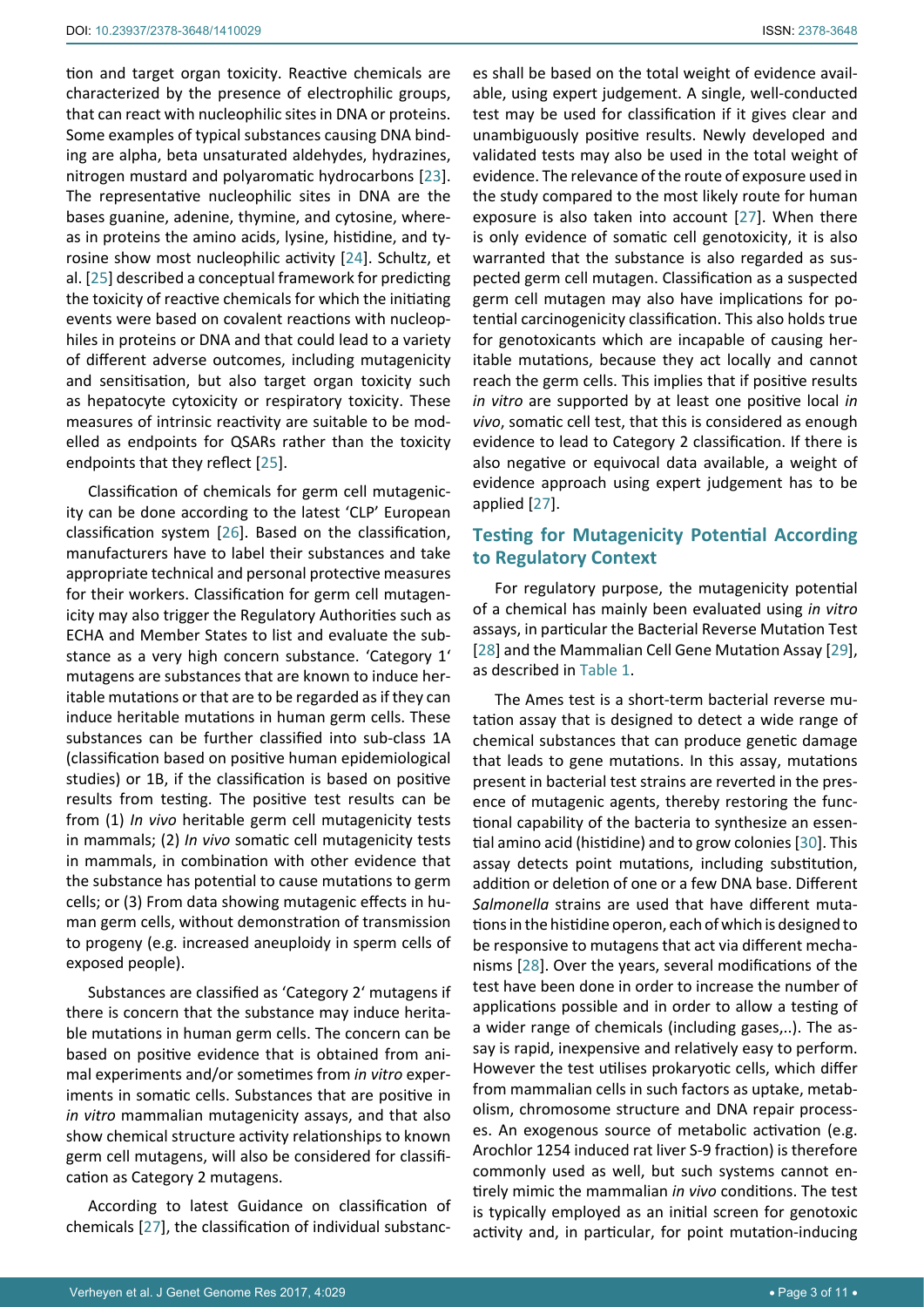tion and target organ toxicity. Reactive chemicals are characterized by the presence of electrophilic groups, that can react with nucleophilic sites in DNA or proteins. Some examples of typical substances causing DNA binding are alpha, beta unsaturated aldehydes, hydrazines, nitrogen mustard and polyaromatic hydrocarbons [23]. The representative nucleophilic sites in DNA are the bases guanine, adenine, thymine, and cytosine, whereas in proteins the amino acids, lysine, histidine, and tyrosine show most nucleophilic activity [24]. Schultz, et al. [25] described a conceptual framework for predicting the toxicity of reactive chemicals for which the initiating events were based on covalent reactions with nucleophiles in proteins or DNA and that could lead to a variety of different adverse outcomes, including mutagenicity and sensitisation, but also target organ toxicity such as hepatocyte cytoxicity or respiratory toxicity. These measures of intrinsic reactivity are suitable to be modelled as endpoints for QSARs rather than the toxicity endpoints that they reflect [25].

Classification of chemicals for germ cell mutagenicity can be done according to the latest 'CLP' European classification system [26]. Based on the classification, manufacturers have to label their substances and take appropriate technical and personal protective measures for their workers. Classification for germ cell mutagenicity may also trigger the Regulatory Authorities such as ECHA and Member States to list and evaluate the substance as a very high concern substance. 'Category 1' mutagens are substances that are known to induce heritable mutations or that are to be regarded as if they can induce heritable mutations in human germ cells. These substances can be further classified into sub-class 1A (classification based on positive human epidemiological studies) or 1B, if the classification is based on positive results from testing. The positive test results can be from (1) *In vivo* heritable germ cell mutagenicity tests in mammals; (2) *In vivo* somatic cell mutagenicity tests in mammals, in combination with other evidence that the substance has potential to cause mutations to germ cells; or (3) From data showing mutagenic effects in human germ cells, without demonstration of transmission to progeny (e.g. increased aneuploidy in sperm cells of exposed people).

Substances are classified as 'Category 2' mutagens if there is concern that the substance may induce heritable mutations in human germ cells. The concern can be based on positive evidence that is obtained from animal experiments and/or sometimes from *in vitro* experiments in somatic cells. Substances that are positive in *in vitro* mammalian mutagenicity assays, and that also show chemical structure activity relationships to known germ cell mutagens, will also be considered for classification as Category 2 mutagens.

According to latest Guidance on classification of chemicals [27], the classification of individual substances shall be based on the total weight of evidence available, using expert judgement. A single, well-conducted test may be used for classification if it gives clear and unambiguously positive results. Newly developed and validated tests may also be used in the total weight of evidence. The relevance of the route of exposure used in the study compared to the most likely route for human exposure is also taken into account [27]. When there is only evidence of somatic cell genotoxicity, it is also warranted that the substance is also regarded as suspected germ cell mutagen. Classification as a suspected germ cell mutagen may also have implications for potential carcinogenicity classification. This also holds true for genotoxicants which are incapable of causing heritable mutations, because they act locally and cannot reach the germ cells. This implies that if positive results *in vitro* are supported by at least one positive local *in vivo*, somatic cell test, that this is considered as enough evidence to lead to Category 2 classification. If there is also negative or equivocal data available, a weight of evidence approach using expert judgement has to be applied [27].

## Testing for Mutagenicity Potential According to Regulatory Context

For regulatory purpose, the mutagenicity potential of a chemical has mainly been evaluated using *in vitro* assays, in particular the Bacterial Reverse Mutation Test [28] and the Mammalian Cell Gene Mutation Assay [29], as described in Table 1.

The Ames test is a short-term bacterial reverse mutation assay that is designed to detect a wide range of chemical substances that can produce genetic damage that leads to gene mutations. In this assay, mutations present in bacterial test strains are reverted in the presence of mutagenic agents, thereby restoring the functional capability of the bacteria to synthesize an essential amino acid (histidine) and to grow colonies [30]. This assay detects point mutations, including substitution, addition or deletion of one or a few DNA base. Different *Salmonella* strains are used that have different mutations in the histidine operon, each of which is designed to be responsive to mutagens that act via different mechanisms [28]. Over the years, several modifications of the test have been done in order to increase the number of applications possible and in order to allow a testing of a wider range of chemicals (including gases,..). The assay is rapid, inexpensive and relatively easy to perform. However the test utilises prokaryotic cells, which differ from mammalian cells in such factors as uptake, metabolism, chromosome structure and DNA repair processes. An exogenous source of metabolic activation (e.g. Arochlor 1254 induced rat liver S-9 fraction) is therefore commonly used as well, but such systems cannot entirely mimic the mammalian *in vivo* conditions. The test is typically employed as an initial screen for genotoxic activity and, in particular, for point mutation-inducing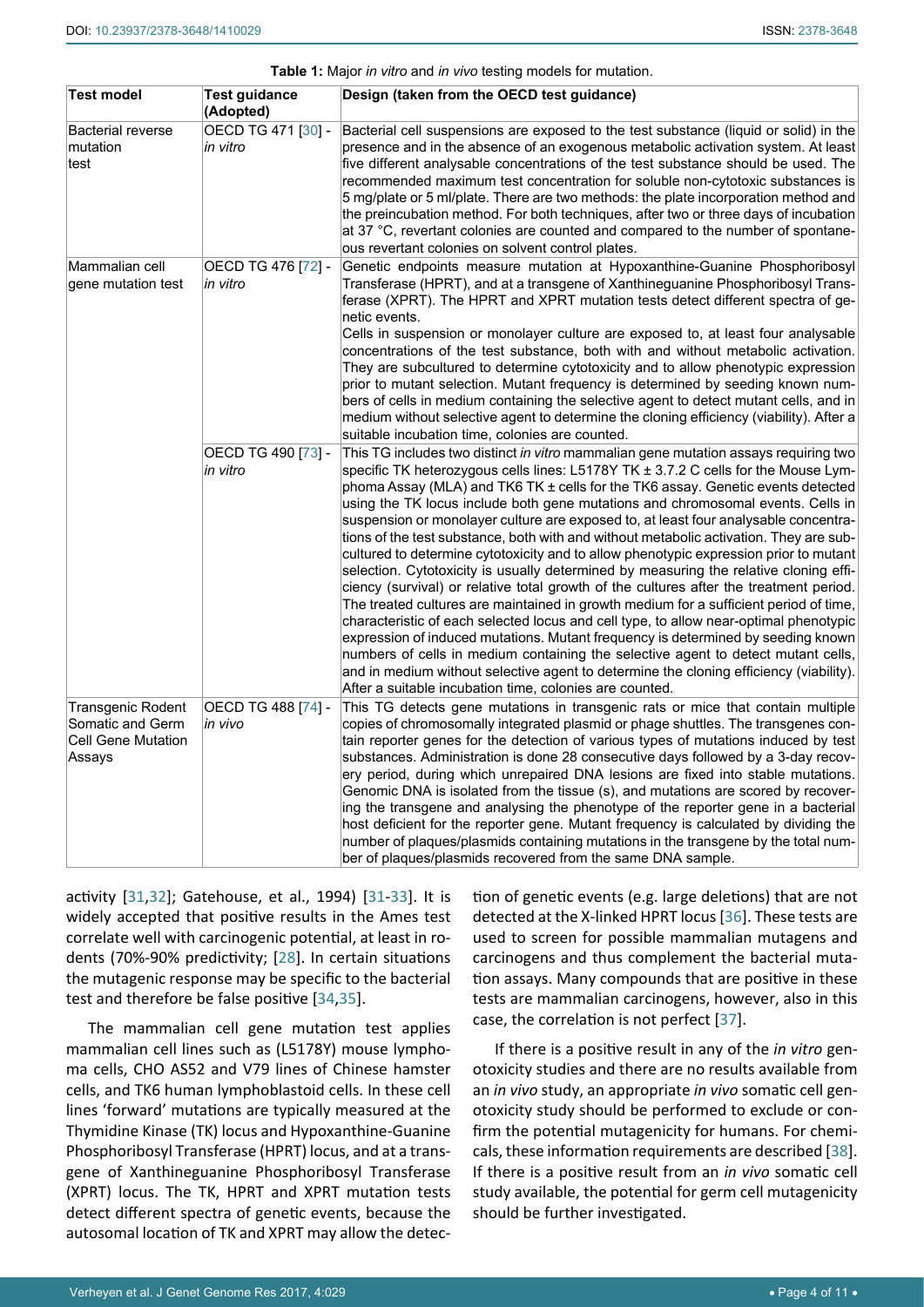**Table 1:** Major *in vitro* and *in vivo* testing models for mutation.

| Test model | Test guidance (Adopted) | Design (taken from the OECD test guidance) |
|---|---|---|
| Bacterial reverse mutation test | OECD TG 471 [30] - *in vitro* | Bacterial cell suspensions are exposed to the test substance (liquid or solid) in the presence and in the absence of an exogenous metabolic activation system. At least five different analysable concentrations of the test substance should be used. The recommended maximum test concentration for soluble non-cytotoxic substances is 5 mg/plate or 5 ml/plate. There are two methods: the plate incorporation method and the preincubation method. For both techniques, after two or three days of incubation at 37 °C, revertant colonies are counted and compared to the number of spontaneous revertant colonies on solvent control plates. |
| Mammalian cell gene mutation test | OECD TG 476 [72] - *in vitro* | Genetic endpoints measure mutation at Hypoxanthine-Guanine Phosphoribosyl Transferase (HPRT), and at a transgene of Xanthineguanine Phosphoribosyl Transferase (XPRT). The HPRT and XPRT mutation tests detect different spectra of genetic events. Cells in suspension or monolayer culture are exposed to, at least four analysable concentrations of the test substance, both with and without metabolic activation. They are subcultured to determine cytotoxicity and to allow phenotypic expression prior to mutant selection. Mutant frequency is determined by seeding known numbers of cells in medium containing the selective agent to detect mutant cells, and in medium without selective agent to determine the cloning efficiency (viability). After a suitable incubation time, colonies are counted. |
| | OECD TG 490 [73] - *in vitro* | This TG includes two distinct *in vitro* mammalian gene mutation assays requiring two specific TK heterozygous cells lines: L5178Y TK ± 3.7.2 C cells for the Mouse Lymphoma Assay (MLA) and TK6 TK ± cells for the TK6 assay. Genetic events detected using the TK locus include both gene mutations and chromosomal events. Cells in suspension or monolayer culture are exposed to, at least four analysable concentrations of the test substance, both with and without metabolic activation. They are subcultured to determine cytotoxicity and to allow phenotypic expression prior to mutant selection. Cytotoxicity is usually determined by measuring the relative cloning efficiency (survival) or relative total growth of the cultures after the treatment period. The treated cultures are maintained in growth medium for a sufficient period of time, characteristic of each selected locus and cell type, to allow near-optimal phenotypic expression of induced mutations. Mutant frequency is determined by seeding known numbers of cells in medium containing the selective agent to detect mutant cells, and in medium without selective agent to determine the cloning efficiency (viability). After a suitable incubation time, colonies are counted. |
| Transgenic Rodent Somatic and Germ Cell Gene Mutation Assays | OECD TG 488 [74] - *in vivo* | This TG detects gene mutations in transgenic rats or mice that contain multiple copies of chromosomally integrated plasmid or phage shuttles. The transgenes contain reporter genes for the detection of various types of mutations induced by test substances. Administration is done 28 consecutive days followed by a 3-day recovery period, during which unrepaired DNA lesions are fixed into stable mutations. Genomic DNA is isolated from the tissue (s), and mutations are scored by recovering the transgene and analysing the phenotype of the reporter gene in a bacterial host deficient for the reporter gene. Mutant frequency is calculated by dividing the number of plaques/plasmids containing mutations in the transgene by the total number of plaques/plasmids recovered from the same DNA sample. |

activity [31,32]; Gatehouse, et al., 1994) [31-33]. It is widely accepted that positive results in the Ames test correlate well with carcinogenic potential, at least in rodents (70%-90% predictivity; [28]. In certain situations the mutagenic response may be specific to the bacterial test and therefore be false positive [34,35].

The mammalian cell gene mutation test applies mammalian cell lines such as (L5178Y) mouse lymphoma cells, CHO AS52 and V79 lines of Chinese hamster cells, and TK6 human lymphoblastoid cells. In these cell lines 'forward' mutations are typically measured at the Thymidine Kinase (TK) locus and Hypoxanthine-Guanine Phosphoribosyl Transferase (HPRT) locus, and at a transgene of Xanthineguanine Phosphoribosyl Transferase (XPRT) locus. The TK, HPRT and XPRT mutation tests detect different spectra of genetic events, because the autosomal location of TK and XPRT may allow the detection of genetic events (e.g. large deletions) that are not detected at the X-linked HPRT locus [36]. These tests are used to screen for possible mammalian mutagens and carcinogens and thus complement the bacterial mutation assays. Many compounds that are positive in these tests are mammalian carcinogens, however, also in this case, the correlation is not perfect [37].

If there is a positive result in any of the *in vitro* genotoxicity studies and there are no results available from an *in vivo* study, an appropriate *in vivo* somatic cell genotoxicity study should be performed to exclude or confirm the potential mutagenicity for humans. For chemicals, these information requirements are described [38]. If there is a positive result from an *in vivo* somatic cell study available, the potential for germ cell mutagenicity should be further investigated.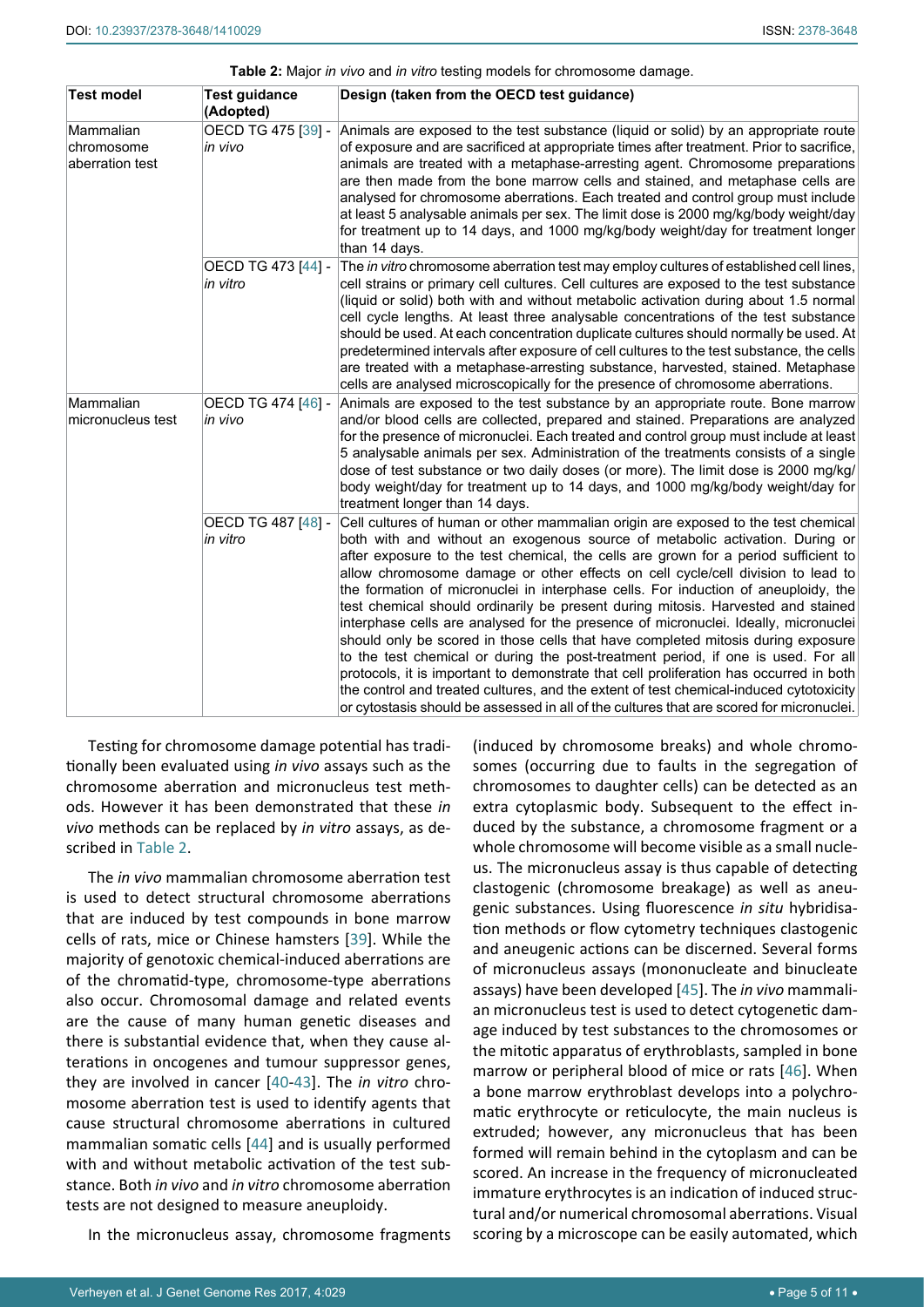**Table 2:** Major *in vivo* and *in vitro* testing models for chromosome damage.

| Test model | Test guidance (Adopted) | Design (taken from the OECD test guidance) |
|---|---|---|
| Mammalian chromosome aberration test | OECD TG 475 [39] - *in vivo* | Animals are exposed to the test substance (liquid or solid) by an appropriate route of exposure and are sacrificed at appropriate times after treatment. Prior to sacrifice, animals are treated with a metaphase-arresting agent. Chromosome preparations are then made from the bone marrow cells and stained, and metaphase cells are analysed for chromosome aberrations. Each treated and control group must include at least 5 analysable animals per sex. The limit dose is 2000 mg/kg/body weight/day for treatment up to 14 days, and 1000 mg/kg/body weight/day for treatment longer than 14 days. |
| | OECD TG 473 [44] - *in vitro* | The *in vitro* chromosome aberration test may employ cultures of established cell lines, cell strains or primary cell cultures. Cell cultures are exposed to the test substance (liquid or solid) both with and without metabolic activation during about 1.5 normal cell cycle lengths. At least three analysable concentrations of the test substance should be used. At each concentration duplicate cultures should normally be used. At predetermined intervals after exposure of cell cultures to the test substance, the cells are treated with a metaphase-arresting substance, harvested, stained. Metaphase cells are analysed microscopically for the presence of chromosome aberrations. |
| Mammalian micronucleus test | OECD TG 474 [46] - *in vivo* | Animals are exposed to the test substance by an appropriate route. Bone marrow and/or blood cells are collected, prepared and stained. Preparations are analyzed for the presence of micronuclei. Each treated and control group must include at least 5 analysable animals per sex. Administration of the treatments consists of a single dose of test substance or two daily doses (or more). The limit dose is 2000 mg/kg/body weight/day for treatment up to 14 days, and 1000 mg/kg/body weight/day for treatment longer than 14 days. |
| | OECD TG 487 [48] - *in vitro* | Cell cultures of human or other mammalian origin are exposed to the test chemical both with and without an exogenous source of metabolic activation. During or after exposure to the test chemical, the cells are grown for a period sufficient to allow chromosome damage or other effects on cell cycle/cell division to lead to the formation of micronuclei in interphase cells. For induction of aneuploidy, the test chemical should ordinarily be present during mitosis. Harvested and stained interphase cells are analysed for the presence of micronuclei. Ideally, micronuclei should only be scored in those cells that have completed mitosis during exposure to the test chemical or during the post-treatment period, if one is used. For all protocols, it is important to demonstrate that cell proliferation has occurred in both the control and treated cultures, and the extent of test chemical-induced cytotoxicity or cytostasis should be assessed in all of the cultures that are scored for micronuclei. |

Testing for chromosome damage potential has traditionally been evaluated using *in vivo* assays such as the chromosome aberration and micronucleus test methods. However it has been demonstrated that these *in vivo* methods can be replaced by *in vitro* assays, as described in Table 2.

The *in vivo* mammalian chromosome aberration test is used to detect structural chromosome aberrations that are induced by test compounds in bone marrow cells of rats, mice or Chinese hamsters [39]. While the majority of genotoxic chemical-induced aberrations are of the chromatid-type, chromosome-type aberrations also occur. Chromosomal damage and related events are the cause of many human genetic diseases and there is substantial evidence that, when they cause alterations in oncogenes and tumour suppressor genes, they are involved in cancer [40-43]. The *in vitro* chromosome aberration test is used to identify agents that cause structural chromosome aberrations in cultured mammalian somatic cells [44] and is usually performed with and without metabolic activation of the test substance. Both *in vivo* and *in vitro* chromosome aberration tests are not designed to measure aneuploidy.

In the micronucleus assay, chromosome fragments (induced by chromosome breaks) and whole chromosomes (occurring due to faults in the segregation of chromosomes to daughter cells) can be detected as an extra cytoplasmic body. Subsequent to the effect induced by the substance, a chromosome fragment or a whole chromosome will become visible as a small nucleus. The micronucleus assay is thus capable of detecting clastogenic (chromosome breakage) as well as aneugenic substances. Using fluorescence *in situ* hybridisation methods or flow cytometry techniques clastogenic and aneugenic actions can be discerned. Several forms of micronucleus assays (mononucleate and binucleate assays) have been developed [45]. The *in vivo* mammalian micronucleus test is used to detect cytogenetic damage induced by test substances to the chromosomes or the mitotic apparatus of erythroblasts, sampled in bone marrow or peripheral blood of mice or rats [46]. When a bone marrow erythroblast develops into a polychromatic erythrocyte or reticulocyte, the main nucleus is extruded; however, any micronucleus that has been formed will remain behind in the cytoplasm and can be scored. An increase in the frequency of micronucleated immature erythrocytes is an indication of induced structural and/or numerical chromosomal aberrations. Visual scoring by a microscope can be easily automated, which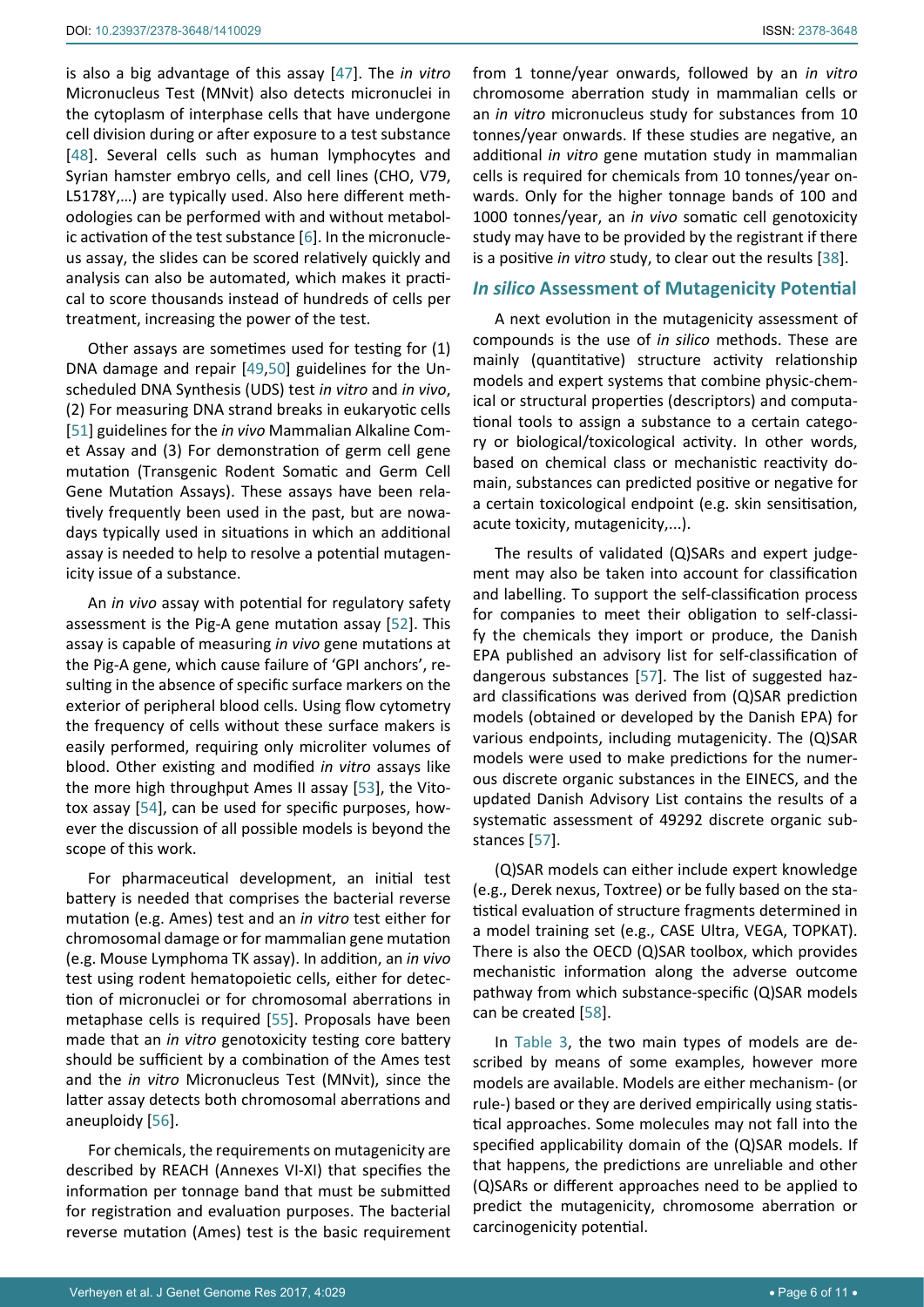is also a big advantage of this assay [47]. The *in vitro* Micronucleus Test (MNvit) also detects micronuclei in the cytoplasm of interphase cells that have undergone cell division during or after exposure to a test substance [48]. Several cells such as human lymphocytes and Syrian hamster embryo cells, and cell lines (CHO, V79, L5178Y,...) are typically used. Also here different methodologies can be performed with and without metabolic activation of the test substance [6]. In the micronucleus assay, the slides can be scored relatively quickly and analysis can also be automated, which makes it practical to score thousands instead of hundreds of cells per treatment, increasing the power of the test.

Other assays are sometimes used for testing for (1) DNA damage and repair [49,50] guidelines for the Unscheduled DNA Synthesis (UDS) test *in vitro* and *in vivo*, (2) For measuring DNA strand breaks in eukaryotic cells [51] guidelines for the *in vivo* Mammalian Alkaline Comet Assay and (3) For demonstration of germ cell gene mutation (Transgenic Rodent Somatic and Germ Cell Gene Mutation Assays). These assays have been relatively frequently been used in the past, but are nowadays typically used in situations in which an additional assay is needed to help to resolve a potential mutagenicity issue of a substance.

An *in vivo* assay with potential for regulatory safety assessment is the Pig-A gene mutation assay [52]. This assay is capable of measuring *in vivo* gene mutations at the Pig-A gene, which cause failure of 'GPI anchors', resulting in the absence of specific surface markers on the exterior of peripheral blood cells. Using flow cytometry the frequency of cells without these surface makers is easily performed, requiring only microliter volumes of blood. Other existing and modified *in vitro* assays like the more high throughput Ames II assay [53], the Vitotox assay [54], can be used for specific purposes, however the discussion of all possible models is beyond the scope of this work.

For pharmaceutical development, an initial test battery is needed that comprises the bacterial reverse mutation (e.g. Ames) test and an *in vitro* test either for chromosomal damage or for mammalian gene mutation (e.g. Mouse Lymphoma TK assay). In addition, an *in vivo* test using rodent hematopoietic cells, either for detection of micronuclei or for chromosomal aberrations in metaphase cells is required [55]. Proposals have been made that an *in vitro* genotoxicity testing core battery should be sufficient by a combination of the Ames test and the *in vitro* Micronucleus Test (MNvit), since the latter assay detects both chromosomal aberrations and aneuploidy [56].

For chemicals, the requirements on mutagenicity are described by REACH (Annexes VI-XI) that specifies the information per tonnage band that must be submitted for registration and evaluation purposes. The bacterial reverse mutation (Ames) test is the basic requirement from 1 tonne/year onwards, followed by an *in vitro* chromosome aberration study in mammalian cells or an *in vitro* micronucleus study for substances from 10 tonnes/year onwards. If these studies are negative, an additional *in vitro* gene mutation study in mammalian cells is required for chemicals from 10 tonnes/year onwards. Only for the higher tonnage bands of 100 and 1000 tonnes/year, an *in vivo* somatic cell genotoxicity study may have to be provided by the registrant if there is a positive *in vitro* study, to clear out the results [38].

## *In silico* Assessment of Mutagenicity Potential

A next evolution in the mutagenicity assessment of compounds is the use of *in silico* methods. These are mainly (quantitative) structure activity relationship models and expert systems that combine physic-chemical or structural properties (descriptors) and computational tools to assign a substance to a certain category or biological/toxicological activity. In other words, based on chemical class or mechanistic reactivity domain, substances can predicted positive or negative for a certain toxicological endpoint (e.g. skin sensitisation, acute toxicity, mutagenicity,...).

The results of validated (Q)SARs and expert judgement may also be taken into account for classification and labelling. To support the self-classification process for companies to meet their obligation to self-classify the chemicals they import or produce, the Danish EPA published an advisory list for self-classification of dangerous substances [57]. The list of suggested hazard classifications was derived from (Q)SAR prediction models (obtained or developed by the Danish EPA) for various endpoints, including mutagenicity. The (Q)SAR models were used to make predictions for the numerous discrete organic substances in the EINECS, and the updated Danish Advisory List contains the results of a systematic assessment of 49292 discrete organic substances [57].

(Q)SAR models can either include expert knowledge (e.g., Derek nexus, Toxtree) or be fully based on the statistical evaluation of structure fragments determined in a model training set (e.g., CASE Ultra, VEGA, TOPKAT). There is also the OECD (Q)SAR toolbox, which provides mechanistic information along the adverse outcome pathway from which substance-specific (Q)SAR models can be created [58].

In Table 3, the two main types of models are described by means of some examples, however more models are available. Models are either mechanism- (or rule-) based or they are derived empirically using statistical approaches. Some molecules may not fall into the specified applicability domain of the (Q)SAR models. If that happens, the predictions are unreliable and other (Q)SARs or different approaches need to be applied to predict the mutagenicity, chromosome aberration or carcinogenicity potential.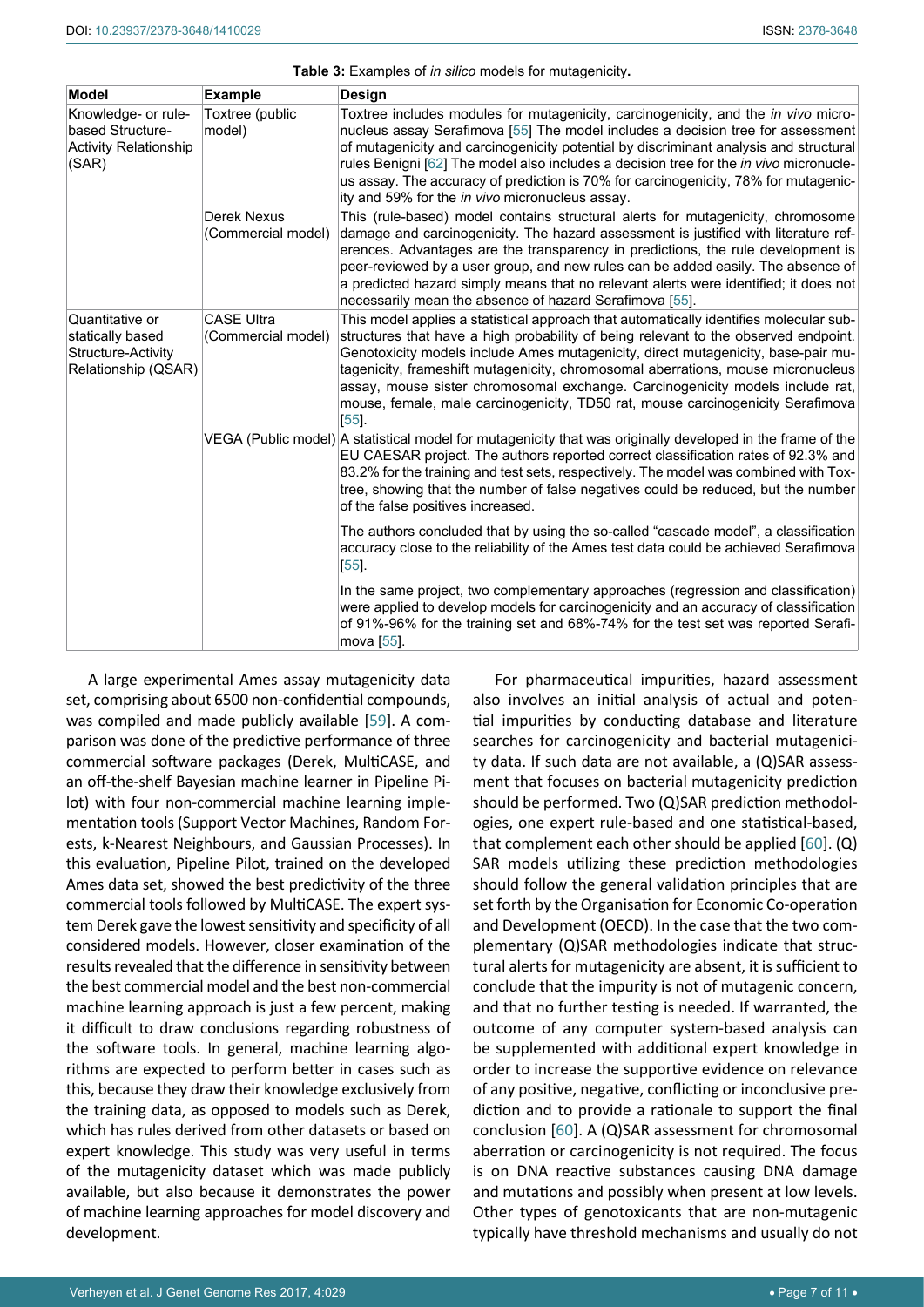**Table 3:** Examples of *in silico* models for mutagenicity.

| Model | Example | Design |
|---|---|---|
| Knowledge- or rule-based Structure-Activity Relationship (SAR) | Toxtree (public model) | Toxtree includes modules for mutagenicity, carcinogenicity, and the *in vivo* micronucleus assay Serafimova [55] The model includes a decision tree for assessment of mutagenicity and carcinogenicity potential by discriminant analysis and structural rules Benigni [62] The model also includes a decision tree for the *in vivo* micronucleus assay. The accuracy of prediction is 70% for carcinogenicity, 78% for mutagenicity and 59% for the *in vivo* micronucleus assay. |
| | Derek Nexus (Commercial model) | This (rule-based) model contains structural alerts for mutagenicity, chromosome damage and carcinogenicity. The hazard assessment is justified with literature references. Advantages are the transparency in predictions, the rule development is peer-reviewed by a user group, and new rules can be added easily. The absence of a predicted hazard simply means that no relevant alerts were identified; it does not necessarily mean the absence of hazard Serafimova [55]. |
| Quantitative or statically based Structure-Activity Relationship (QSAR) | CASE Ultra (Commercial model) | This model applies a statistical approach that automatically identifies molecular substructures that have a high probability of being relevant to the observed endpoint. Genotoxicity models include Ames mutagenicity, direct mutagenicity, base-pair mutagenicity, frameshift mutagenicity, chromosomal aberrations, mouse micronucleus assay, mouse sister chromosomal exchange. Carcinogenicity models include rat, mouse, female, male carcinogenicity, TD50 rat, mouse carcinogenicity Serafimova [55]. |
| | VEGA (Public model) | A statistical model for mutagenicity that was originally developed in the frame of the EU CAESAR project. The authors reported correct classification rates of 92.3% and 83.2% for the training and test sets, respectively. The model was combined with Toxtree, showing that the number of false negatives could be reduced, but the number of the false positives increased.<br><br>The authors concluded that by using the so-called "cascade model", a classification accuracy close to the reliability of the Ames test data could be achieved Serafimova [55].<br><br>In the same project, two complementary approaches (regression and classification) were applied to develop models for carcinogenicity and an accuracy of classification of 91%-96% for the training set and 68%-74% for the test set was reported Serafimova [55]. |

A large experimental Ames assay mutagenicity data set, comprising about 6500 non-confidential compounds, was compiled and made publicly available [59]. A comparison was done of the predictive performance of three commercial software packages (Derek, MultiCASE, and an off-the-shelf Bayesian machine learner in Pipeline Pilot) with four non-commercial machine learning implementation tools (Support Vector Machines, Random Forests, k-Nearest Neighbours, and Gaussian Processes). In this evaluation, Pipeline Pilot, trained on the developed Ames data set, showed the best predictivity of the three commercial tools followed by MultiCASE. The expert system Derek gave the lowest sensitivity and specificity of all considered models. However, closer examination of the results revealed that the difference in sensitivity between the best commercial model and the best non-commercial machine learning approach is just a few percent, making it difficult to draw conclusions regarding robustness of the software tools. In general, machine learning algorithms are expected to perform better in cases such as this, because they draw their knowledge exclusively from the training data, as opposed to models such as Derek, which has rules derived from other datasets or based on expert knowledge. This study was very useful in terms of the mutagenicity dataset which was made publicly available, but also because it demonstrates the power of machine learning approaches for model discovery and development.

For pharmaceutical impurities, hazard assessment also involves an initial analysis of actual and potential impurities by conducting database and literature searches for carcinogenicity and bacterial mutagenicity data. If such data are not available, a (Q)SAR assessment that focuses on bacterial mutagenicity prediction should be performed. Two (Q)SAR prediction methodologies, one expert rule-based and one statistical-based, that complement each other should be applied [60]. (Q)SAR models utilizing these prediction methodologies should follow the general validation principles that are set forth by the Organisation for Economic Co-operation and Development (OECD). In the case that the two complementary (Q)SAR methodologies indicate that structural alerts for mutagenicity are absent, it is sufficient to conclude that the impurity is not of mutagenic concern, and that no further testing is needed. If warranted, the outcome of any computer system-based analysis can be supplemented with additional expert knowledge in order to increase the supportive evidence on relevance of any positive, negative, conflicting or inconclusive prediction and to provide a rationale to support the final conclusion [60]. A (Q)SAR assessment for chromosomal aberration or carcinogenicity is not required. The focus is on DNA reactive substances causing DNA damage and mutations and possibly when present at low levels. Other types of genotoxicants that are non-mutagenic typically have threshold mechanisms and usually do not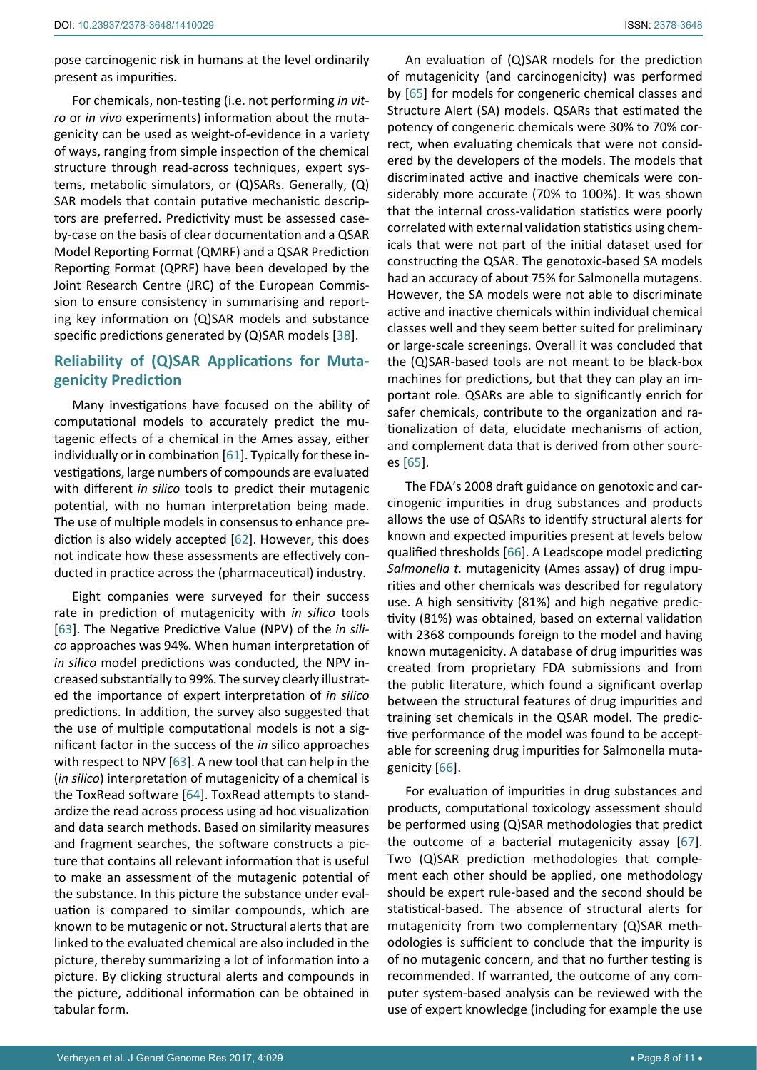pose carcinogenic risk in humans at the level ordinarily present as impurities.

For chemicals, non-testing (i.e. not performing *in vitro* or *in vivo* experiments) information about the mutagenicity can be used as weight-of-evidence in a variety of ways, ranging from simple inspection of the chemical structure through read-across techniques, expert systems, metabolic simulators, or (Q)SARs. Generally, (Q)SAR models that contain putative mechanistic descriptors are preferred. Predictivity must be assessed case-by-case on the basis of clear documentation and a QSAR Model Reporting Format (QMRF) and a QSAR Prediction Reporting Format (QPRF) have been developed by the Joint Research Centre (JRC) of the European Commission to ensure consistency in summarising and reporting key information on (Q)SAR models and substance specific predictions generated by (Q)SAR models [38].

## Reliability of (Q)SAR Applications for Mutagenicity Prediction

Many investigations have focused on the ability of computational models to accurately predict the mutagenic effects of a chemical in the Ames assay, either individually or in combination [61]. Typically for these investigations, large numbers of compounds are evaluated with different *in silico* tools to predict their mutagenic potential, with no human interpretation being made. The use of multiple models in consensus to enhance prediction is also widely accepted [62]. However, this does not indicate how these assessments are effectively conducted in practice across the (pharmaceutical) industry.

Eight companies were surveyed for their success rate in prediction of mutagenicity with *in silico* tools [63]. The Negative Predictive Value (NPV) of the *in silico* approaches was 94%. When human interpretation of *in silico* model predictions was conducted, the NPV increased substantially to 99%. The survey clearly illustrated the importance of expert interpretation of *in silico* predictions. In addition, the survey also suggested that the use of multiple computational models is not a significant factor in the success of the *in* silico approaches with respect to NPV [63]. A new tool that can help in the (*in silico*) interpretation of mutagenicity of a chemical is the ToxRead software [64]. ToxRead attempts to standardize the read across process using ad hoc visualization and data search methods. Based on similarity measures and fragment searches, the software constructs a picture that contains all relevant information that is useful to make an assessment of the mutagenic potential of the substance. In this picture the substance under evaluation is compared to similar compounds, which are known to be mutagenic or not. Structural alerts that are linked to the evaluated chemical are also included in the picture, thereby summarizing a lot of information into a picture. By clicking structural alerts and compounds in the picture, additional information can be obtained in tabular form.

An evaluation of (Q)SAR models for the prediction of mutagenicity (and carcinogenicity) was performed by [65] for models for congeneric chemical classes and Structure Alert (SA) models. QSARs that estimated the potency of congeneric chemicals were 30% to 70% correct, when evaluating chemicals that were not considered by the developers of the models. The models that discriminated active and inactive chemicals were considerably more accurate (70% to 100%). It was shown that the internal cross-validation statistics were poorly correlated with external validation statistics using chemicals that were not part of the initial dataset used for constructing the QSAR. The genotoxic-based SA models had an accuracy of about 75% for Salmonella mutagens. However, the SA models were not able to discriminate active and inactive chemicals within individual chemical classes well and they seem better suited for preliminary or large-scale screenings. Overall it was concluded that the (Q)SAR-based tools are not meant to be black-box machines for predictions, but that they can play an important role. QSARs are able to significantly enrich for safer chemicals, contribute to the organization and rationalization of data, elucidate mechanisms of action, and complement data that is derived from other sources [65].

The FDA's 2008 draft guidance on genotoxic and carcinogenic impurities in drug substances and products allows the use of QSARs to identify structural alerts for known and expected impurities present at levels below qualified thresholds [66]. A Leadscope model predicting *Salmonella t.* mutagenicity (Ames assay) of drug impurities and other chemicals was described for regulatory use. A high sensitivity (81%) and high negative predictivity (81%) was obtained, based on external validation with 2368 compounds foreign to the model and having known mutagenicity. A database of drug impurities was created from proprietary FDA submissions and from the public literature, which found a significant overlap between the structural features of drug impurities and training set chemicals in the QSAR model. The predictive performance of the model was found to be acceptable for screening drug impurities for Salmonella mutagenicity [66].

For evaluation of impurities in drug substances and products, computational toxicology assessment should be performed using (Q)SAR methodologies that predict the outcome of a bacterial mutagenicity assay [67]. Two (Q)SAR prediction methodologies that complement each other should be applied, one methodology should be expert rule-based and the second should be statistical-based. The absence of structural alerts for mutagenicity from two complementary (Q)SAR methodologies is sufficient to conclude that the impurity is of no mutagenic concern, and that no further testing is recommended. If warranted, the outcome of any computer system-based analysis can be reviewed with the use of expert knowledge (including for example the use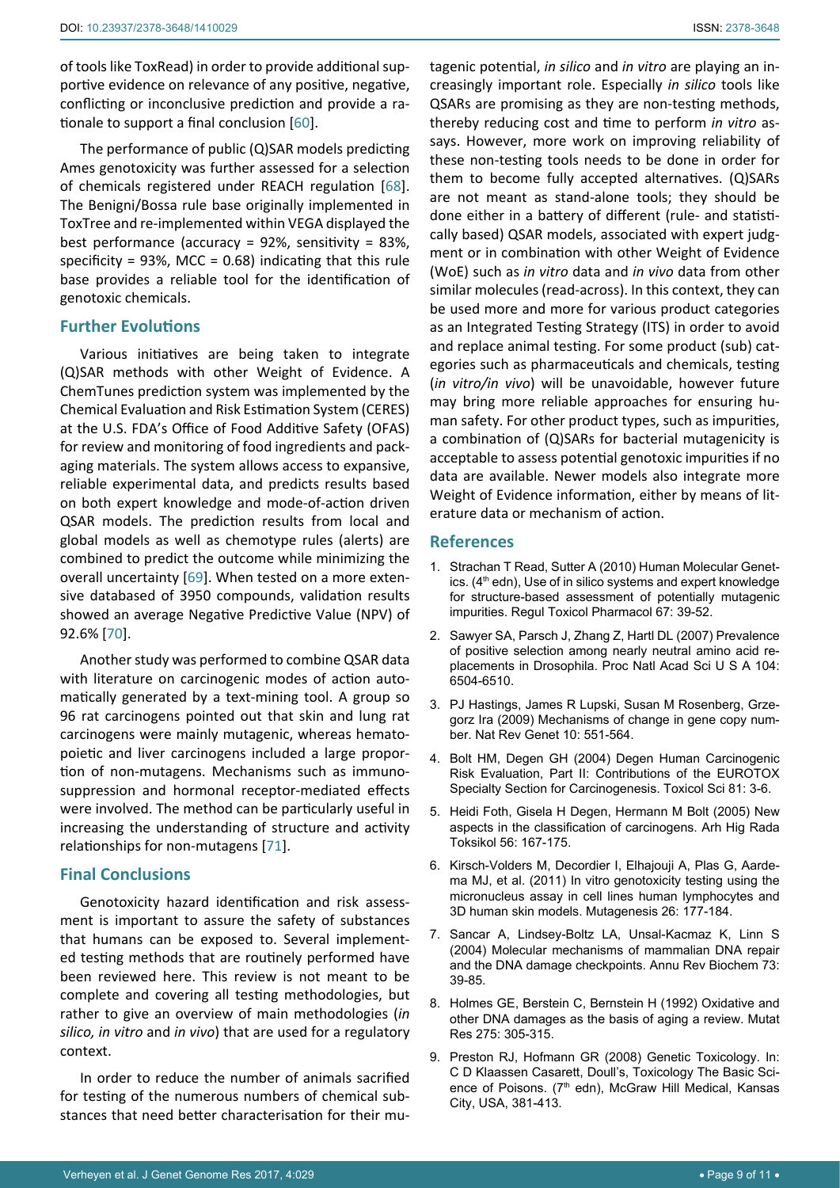of tools like ToxRead) in order to provide additional supportive evidence on relevance of any positive, negative, conflicting or inconclusive prediction and provide a rationale to support a final conclusion [60].

The performance of public (Q)SAR models predicting Ames genotoxicity was further assessed for a selection of chemicals registered under REACH regulation [68]. The Benigni/Bossa rule base originally implemented in ToxTree and re-implemented within VEGA displayed the best performance (accuracy = 92%, sensitivity = 83%, specificity = 93%, MCC = 0.68) indicating that this rule base provides a reliable tool for the identification of genotoxic chemicals.

## Further Evolutions

Various initiatives are being taken to integrate (Q)SAR methods with other Weight of Evidence. A ChemTunes prediction system was implemented by the Chemical Evaluation and Risk Estimation System (CERES) at the U.S. FDA's Office of Food Additive Safety (OFAS) for review and monitoring of food ingredients and packaging materials. The system allows access to expansive, reliable experimental data, and predicts results based on both expert knowledge and mode-of-action driven QSAR models. The prediction results from local and global models as well as chemotype rules (alerts) are combined to predict the outcome while minimizing the overall uncertainty [69]. When tested on a more extensive databased of 3950 compounds, validation results showed an average Negative Predictive Value (NPV) of 92.6% [70].

Another study was performed to combine QSAR data with literature on carcinogenic modes of action automatically generated by a text-mining tool. A group so 96 rat carcinogens pointed out that skin and lung rat carcinogens were mainly mutagenic, whereas hematopoietic and liver carcinogens included a large proportion of non-mutagens. Mechanisms such as immunosuppression and hormonal receptor-mediated effects were involved. The method can be particularly useful in increasing the understanding of structure and activity relationships for non-mutagens [71].

## Final Conclusions

Genotoxicity hazard identification and risk assessment is important to assure the safety of substances that humans can be exposed to. Several implemented testing methods that are routinely performed have been reviewed here. This review is not meant to be complete and covering all testing methodologies, but rather to give an overview of main methodologies (*in silico, in vitro* and *in vivo*) that are used for a regulatory context.

In order to reduce the number of animals sacrified for testing of the numerous numbers of chemical substances that need better characterisation for their mutagenic potential, *in silico* and *in vitro* are playing an increasingly important role. Especially *in silico* tools like QSARs are promising as they are non-testing methods, thereby reducing cost and time to perform *in vitro* assays. However, more work on improving reliability of these non-testing tools needs to be done in order for them to become fully accepted alternatives. (Q)SARs are not meant as stand-alone tools; they should be done either in a battery of different (rule- and statistically based) QSAR models, associated with expert judgment or in combination with other Weight of Evidence (WoE) such as *in vitro* data and *in vivo* data from other similar molecules (read-across). In this context, they can be used more and more for various product categories as an Integrated Testing Strategy (ITS) in order to avoid and replace animal testing. For some product (sub) categories such as pharmaceuticals and chemicals, testing (*in vitro/in vivo*) will be unavoidable, however future may bring more reliable approaches for ensuring human safety. For other product types, such as impurities, a combination of (Q)SARs for bacterial mutagenicity is acceptable to assess potential genotoxic impurities if no data are available. Newer models also integrate more Weight of Evidence information, either by means of literature data or mechanism of action.

## References

1. Strachan T Read, Sutter A (2010) Human Molecular Genetics. (4th edn), Use of in silico systems and expert knowledge for structure-based assessment of potentially mutagenic impurities. Regul Toxicol Pharmacol 67: 39-52.
2. Sawyer SA, Parsch J, Zhang Z, Hartl DL (2007) Prevalence of positive selection among nearly neutral amino acid replacements in Drosophila. Proc Natl Acad Sci U S A 104: 6504-6510.
3. PJ Hastings, James R Lupski, Susan M Rosenberg, Grzegorz Ira (2009) Mechanisms of change in gene copy number. Nat Rev Genet 10: 551-564.
4. Bolt HM, Degen GH (2004) Degen Human Carcinogenic Risk Evaluation, Part II: Contributions of the EUROTOX Specialty Section for Carcinogenesis. Toxicol Sci 81: 3-6.
5. Heidi Foth, Gisela H Degen, Hermann M Bolt (2005) New aspects in the classification of carcinogens. Arh Hig Rada Toksikol 56: 167-175.
6. Kirsch-Volders M, Decordier I, Elhajouji A, Plas G, Aardema MJ, et al. (2011) In vitro genotoxicity testing using the micronucleus assay in cell lines human lymphocytes and 3D human skin models. Mutagenesis 26: 177-184.
7. Sancar A, Lindsey-Boltz LA, Unsal-Kacmaz K, Linn S (2004) Molecular mechanisms of mammalian DNA repair and the DNA damage checkpoints. Annu Rev Biochem 73: 39-85.
8. Holmes GE, Berstein C, Bernstein H (1992) Oxidative and other DNA damages as the basis of aging a review. Mutat Res 275: 305-315.
9. Preston RJ, Hofmann GR (2008) Genetic Toxicology. In: C D Klaassen Casarett, Doull's, Toxicology The Basic Science of Poisons. (7th edn), McGraw Hill Medical, Kansas City, USA, 381-413.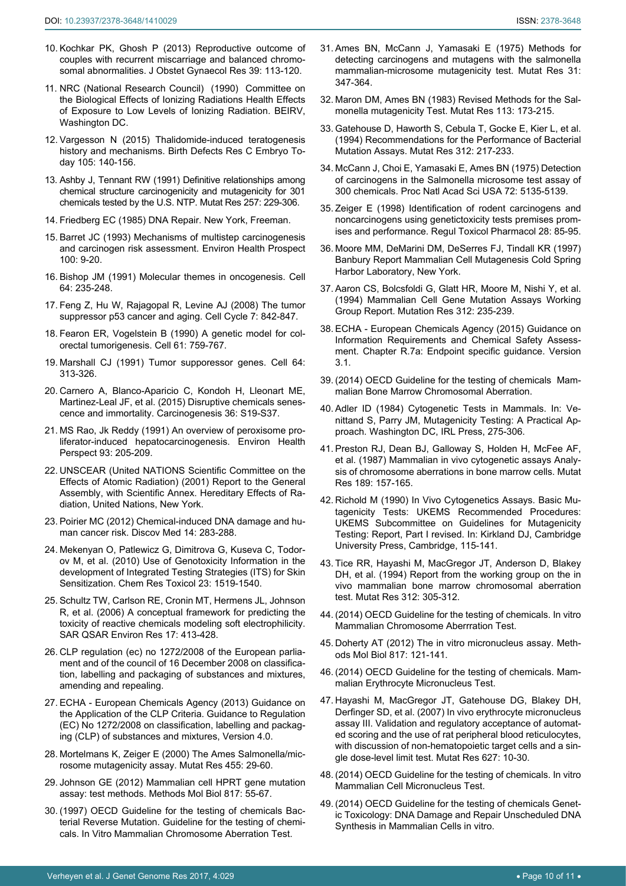10. Kochkar PK, Ghosh P (2013) Reproductive outcome of couples with recurrent miscarriage and balanced chromosomal abnormalities. J Obstet Gynaecol Res 39: 113-120.
11. NRC (National Research Council) (1990) Committee on the Biological Effects of Ionizing Radiations Health Effects of Exposure to Low Levels of Ionizing Radiation. BEIRV, Washington DC.
12. Vargesson N (2015) Thalidomide-induced teratogenesis history and mechanisms. Birth Defects Res C Embryo Today 105: 140-156.
13. Ashby J, Tennant RW (1991) Definitive relationships among chemical structure carcinogenicity and mutagenicity for 301 chemicals tested by the U.S. NTP. Mutat Res 257: 229-306.
14. Friedberg EC (1985) DNA Repair. New York, Freeman.
15. Barret JC (1993) Mechanisms of multistep carcinogenesis and carcinogen risk assessment. Environ Health Prospect 100: 9-20.
16. Bishop JM (1991) Molecular themes in oncogenesis. Cell 64: 235-248.
17. Feng Z, Hu W, Rajagopal R, Levine AJ (2008) The tumor suppressor p53 cancer and aging. Cell Cycle 7: 842-847.
18. Fearon ER, Vogelstein B (1990) A genetic model for colorectal tumorigenesis. Cell 61: 759-767.
19. Marshall CJ (1991) Tumor supporessor genes. Cell 64: 313-326.
20. Carnero A, Blanco-Aparicio C, Kondoh H, Lleonart ME, Martinez-Leal JF, et al. (2015) Disruptive chemicals senescence and immortality. Carcinogenesis 36: S19-S37.
21. MS Rao, Jk Reddy (1991) An overview of peroxisome proliferator-induced hepatocarcinogenesis. Environ Health Perspect 93: 205-209.
22. UNSCEAR (United NATIONS Scientific Committee on the Effects of Atomic Radiation) (2001) Report to the General Assembly, with Scientific Annex. Hereditary Effects of Radiation, United Nations, New York.
23. Poirier MC (2012) Chemical-induced DNA damage and human cancer risk. Discov Med 14: 283-288.
24. Mekenyan O, Patlewicz G, Dimitrova G, Kuseva C, Todorov M, et al. (2010) Use of Genotoxicity Information in the development of Integrated Testing Strategies (ITS) for Skin Sensitization. Chem Res Toxicol 23: 1519-1540.
25. Schultz TW, Carlson RE, Cronin MT, Hermens JL, Johnson R, et al. (2006) A conceptual framework for predicting the toxicity of reactive chemicals modeling soft electrophilicity. SAR QSAR Environ Res 17: 413-428.
26. CLP regulation (ec) no 1272/2008 of the European parliament and of the council of 16 December 2008 on classification, labelling and packaging of substances and mixtures, amending and repealing.
27. ECHA - European Chemicals Agency (2013) Guidance on the Application of the CLP Criteria. Guidance to Regulation (EC) No 1272/2008 on classification, labelling and packaging (CLP) of substances and mixtures, Version 4.0.
28. Mortelmans K, Zeiger E (2000) The Ames Salmonella/microsome mutagenicity assay. Mutat Res 455: 29-60.
29. Johnson GE (2012) Mammalian cell HPRT gene mutation assay: test methods. Methods Mol Biol 817: 55-67.
30. (1997) OECD Guideline for the testing of chemicals Bacterial Reverse Mutation. Guideline for the testing of chemicals. In Vitro Mammalian Chromosome Aberration Test.
31. Ames BN, McCann J, Yamasaki E (1975) Methods for detecting carcinogens and mutagens with the salmonella mammalian-microsome mutagenicity test. Mutat Res 31: 347-364.
32. Maron DM, Ames BN (1983) Revised Methods for the Salmonella mutagenicity Test. Mutat Res 113: 173-215.
33. Gatehouse D, Haworth S, Cebula T, Gocke E, Kier L, et al. (1994) Recommendations for the Performance of Bacterial Mutation Assays. Mutat Res 312: 217-233.
34. McCann J, Choi E, Yamasaki E, Ames BN (1975) Detection of carcinogens in the Salmonella microsome test assay of 300 chemicals. Proc Natl Acad Sci USA 72: 5135-5139.
35. Zeiger E (1998) Identification of rodent carcinogens and noncarcinogens using genetictoxicity tests premises promises and performance. Regul Toxicol Pharmacol 28: 85-95.
36. Moore MM, DeMarini DM, DeSerres FJ, Tindall KR (1997) Banbury Report Mammalian Cell Mutagenesis Cold Spring Harbor Laboratory, New York.
37. Aaron CS, Bolcsfoldi G, Glatt HR, Moore M, Nishi Y, et al. (1994) Mammalian Cell Gene Mutation Assays Working Group Report. Mutation Res 312: 235-239.
38. ECHA - European Chemicals Agency (2015) Guidance on Information Requirements and Chemical Safety Assessment. Chapter R.7a: Endpoint specific guidance. Version 3.1.
39. (2014) OECD Guideline for the testing of chemicals Mammalian Bone Marrow Chromosomal Aberration.
40. Adler ID (1984) Cytogenetic Tests in Mammals. In: Venittand S, Parry JM, Mutagenicity Testing: A Practical Approach. Washington DC, IRL Press, 275-306.
41. Preston RJ, Dean BJ, Galloway S, Holden H, McFee AF, et al. (1987) Mammalian in vivo cytogenetic assays Analysis of chromosome aberrations in bone marrow cells. Mutat Res 189: 157-165.
42. Richold M (1990) In Vivo Cytogenetics Assays. Basic Mutagenicity Tests: UKEMS Recommended Procedures: UKEMS Subcommittee on Guidelines for Mutagenicity Testing: Report, Part I revised. In: Kirkland DJ, Cambridge University Press, Cambridge, 115-141.
43. Tice RR, Hayashi M, MacGregor JT, Anderson D, Blakey DH, et al. (1994) Report from the working group on the in vivo mammalian bone marrow chromosomal aberration test. Mutat Res 312: 305-312.
44. (2014) OECD Guideline for the testing of chemicals. In vitro Mammalian Chromosome Aberrration Test.
45. Doherty AT (2012) The in vitro micronucleus assay. Methods Mol Biol 817: 121-141.
46. (2014) OECD Guideline for the testing of chemicals. Mammalian Erythrocyte Micronucleus Test.
47. Hayashi M, MacGregor JT, Gatehouse DG, Blakey DH, Derfinger SD, et al. (2007) In vivo erythrocyte micronucleus assay III. Validation and regulatory acceptance of automated scoring and the use of rat peripheral blood reticulocytes, with discussion of non-hematopoietic target cells and a single dose-level limit test. Mutat Res 627: 10-30.
48. (2014) OECD Guideline for the testing of chemicals. In vitro Mammalian Cell Micronucleus Test.
49. (2014) OECD Guideline for the testing of chemicals Genetic Toxicology: DNA Damage and Repair Unscheduled DNA Synthesis in Mammalian Cells in vitro.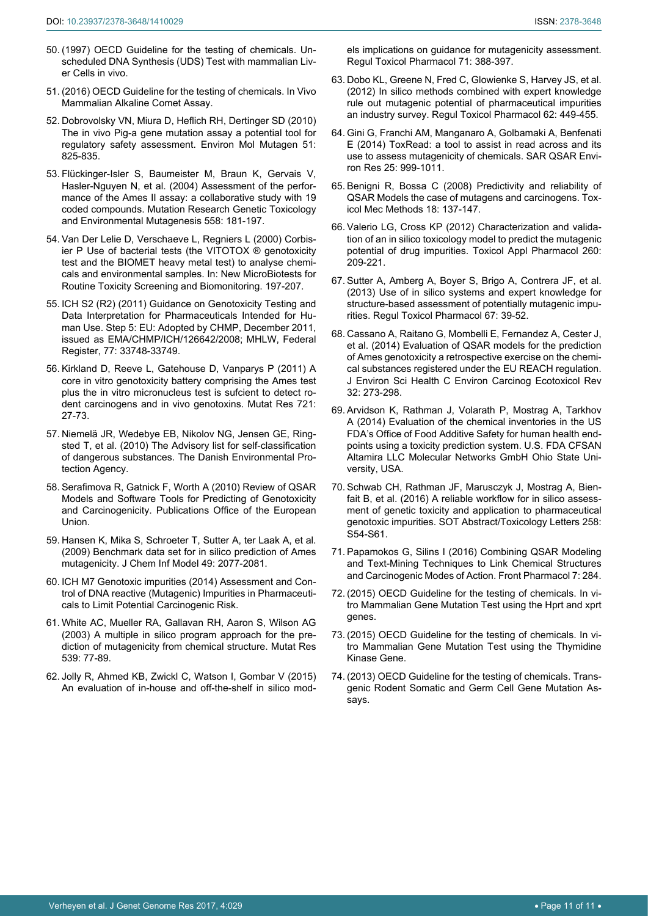50. (1997) OECD Guideline for the testing of chemicals. Unscheduled DNA Synthesis (UDS) Test with mammalian Liver Cells in vivo.

51. (2016) OECD Guideline for the testing of chemicals. In Vivo Mammalian Alkaline Comet Assay.

52. Dobrovolsky VN, Miura D, Heflich RH, Dertinger SD (2010) The in vivo Pig-a gene mutation assay a potential tool for regulatory safety assessment. Environ Mol Mutagen 51: 825-835.

53. Flückinger-Isler S, Baumeister M, Braun K, Gervais V, Hasler-Nguyen N, et al. (2004) Assessment of the performance of the Ames II assay: a collaborative study with 19 coded compounds. Mutation Research Genetic Toxicology and Environmental Mutagenesis 558: 181-197.

54. Van Der Lelie D, Verschaeve L, Regniers L (2000) Corbisier P Use of bacterial tests (the VITOTOX ® genotoxicity test and the BIOMET heavy metal test) to analyse chemicals and environmental samples. In: New MicroBiotests for Routine Toxicity Screening and Biomonitoring. 197-207.

55. ICH S2 (R2) (2011) Guidance on Genotoxicity Testing and Data Interpretation for Pharmaceuticals Intended for Human Use. Step 5: EU: Adopted by CHMP, December 2011, issued as EMA/CHMP/ICH/126642/2008; MHLW, Federal Register, 77: 33748-33749.

56. Kirkland D, Reeve L, Gatehouse D, Vanparys P (2011) A core in vitro genotoxicity battery comprising the Ames test plus the in vitro micronucleus test is sufcient to detect rodent carcinogens and in vivo genotoxins. Mutat Res 721: 27-73.

57. Niemelä JR, Wedebye EB, Nikolov NG, Jensen GE, Ringsted T, et al. (2010) The Advisory list for self-classification of dangerous substances. The Danish Environmental Protection Agency.

58. Serafimova R, Gatnick F, Worth A (2010) Review of QSAR Models and Software Tools for Predicting of Genotoxicity and Carcinogenicity. Publications Office of the European Union.

59. Hansen K, Mika S, Schroeter T, Sutter A, ter Laak A, et al. (2009) Benchmark data set for in silico prediction of Ames mutagenicity. J Chem Inf Model 49: 2077-2081.

60. ICH M7 Genotoxic impurities (2014) Assessment and Control of DNA reactive (Mutagenic) Impurities in Pharmaceuticals to Limit Potential Carcinogenic Risk.

61. White AC, Mueller RA, Gallavan RH, Aaron S, Wilson AG (2003) A multiple in silico program approach for the prediction of mutagenicity from chemical structure. Mutat Res 539: 77-89.

62. Jolly R, Ahmed KB, Zwickl C, Watson I, Gombar V (2015) An evaluation of in-house and off-the-shelf in silico models implications on guidance for mutagenicity assessment. Regul Toxicol Pharmacol 71: 388-397.

63. Dobo KL, Greene N, Fred C, Glowienke S, Harvey JS, et al. (2012) In silico methods combined with expert knowledge rule out mutagenic potential of pharmaceutical impurities an industry survey. Regul Toxicol Pharmacol 62: 449-455.

64. Gini G, Franchi AM, Manganaro A, Golbamaki A, Benfenati E (2014) ToxRead: a tool to assist in read across and its use to assess mutagenicity of chemicals. SAR QSAR Environ Res 25: 999-1011.

65. Benigni R, Bossa C (2008) Predictivity and reliability of QSAR Models the case of mutagens and carcinogens. Toxicol Mec Methods 18: 137-147.

66. Valerio LG, Cross KP (2012) Characterization and validation of an in silico toxicology model to predict the mutagenic potential of drug impurities. Toxicol Appl Pharmacol 260: 209-221.

67. Sutter A, Amberg A, Boyer S, Brigo A, Contrera JF, et al. (2013) Use of in silico systems and expert knowledge for structure-based assessment of potentially mutagenic impurities. Regul Toxicol Pharmacol 67: 39-52.

68. Cassano A, Raitano G, Mombelli E, Fernandez A, Cester J, et al. (2014) Evaluation of QSAR models for the prediction of Ames genotoxicity a retrospective exercise on the chemical substances registered under the EU REACH regulation. J Environ Sci Health C Environ Carcinog Ecotoxicol Rev 32: 273-298.

69. Arvidson K, Rathman J, Volarath P, Mostrag A, Tarkhov A (2014) Evaluation of the chemical inventories in the US FDA's Office of Food Additive Safety for human health endpoints using a toxicity prediction system. U.S. FDA CFSAN Altamira LLC Molecular Networks GmbH Ohio State University, USA.

70. Schwab CH, Rathman JF, Marusczyk J, Mostrag A, Bienfait B, et al. (2016) A reliable workflow for in silico assessment of genetic toxicity and application to pharmaceutical genotoxic impurities. SOT Abstract/Toxicology Letters 258: S54-S61.

71. Papamokos G, Silins I (2016) Combining QSAR Modeling and Text-Mining Techniques to Link Chemical Structures and Carcinogenic Modes of Action. Front Pharmacol 7: 284.

72. (2015) OECD Guideline for the testing of chemicals. In vitro Mammalian Gene Mutation Test using the Hprt and xprt genes.

73. (2015) OECD Guideline for the testing of chemicals. In vitro Mammalian Gene Mutation Test using the Thymidine Kinase Gene.

74. (2013) OECD Guideline for the testing of chemicals. Transgenic Rodent Somatic and Germ Cell Gene Mutation Assays.